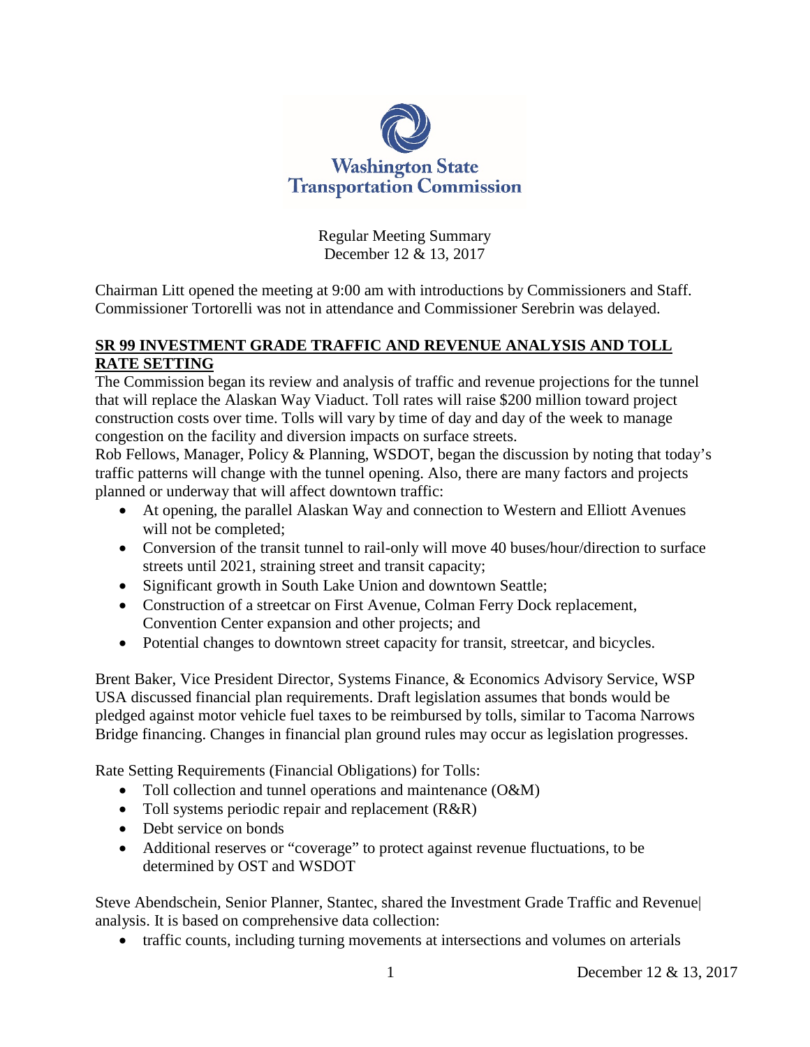Washington State Transportation Commission

Regular Meeting Summary
December 12 & 13, 2017

Chairman Litt opened the meeting at 9:00 am with introductions by Commissioners and Staff. Commissioner Tortorelli was not in attendance and Commissioner Serebrin was delayed.

## SR 99 INVESTMENT GRADE TRAFFIC AND REVENUE ANALYSIS AND TOLL RATE SETTING

The Commission began its review and analysis of traffic and revenue projections for the tunnel that will replace the Alaskan Way Viaduct. Toll rates will raise $200 million toward project construction costs over time. Tolls will vary by time of day and day of the week to manage congestion on the facility and diversion impacts on surface streets.

Rob Fellows, Manager, Policy & Planning, WSDOT, began the discussion by noting that today's traffic patterns will change with the tunnel opening. Also, there are many factors and projects planned or underway that will affect downtown traffic:

- At opening, the parallel Alaskan Way and connection to Western and Elliott Avenues will not be completed;
- Conversion of the transit tunnel to rail-only will move 40 buses/hour/direction to surface streets until 2021, straining street and transit capacity;
- Significant growth in South Lake Union and downtown Seattle;
- Construction of a streetcar on First Avenue, Colman Ferry Dock replacement, Convention Center expansion and other projects; and
- Potential changes to downtown street capacity for transit, streetcar, and bicycles.

Brent Baker, Vice President Director, Systems Finance, & Economics Advisory Service, WSP USA discussed financial plan requirements. Draft legislation assumes that bonds would be pledged against motor vehicle fuel taxes to be reimbursed by tolls, similar to Tacoma Narrows Bridge financing. Changes in financial plan ground rules may occur as legislation progresses.

Rate Setting Requirements (Financial Obligations) for Tolls:

- Toll collection and tunnel operations and maintenance (O&M)
- Toll systems periodic repair and replacement (R&R)
- Debt service on bonds
- Additional reserves or "coverage" to protect against revenue fluctuations, to be determined by OST and WSDOT

Steve Abendschein, Senior Planner, Stantec, shared the Investment Grade Traffic and Revenue analysis. It is based on comprehensive data collection:

- traffic counts, including turning movements at intersections and volumes on arterials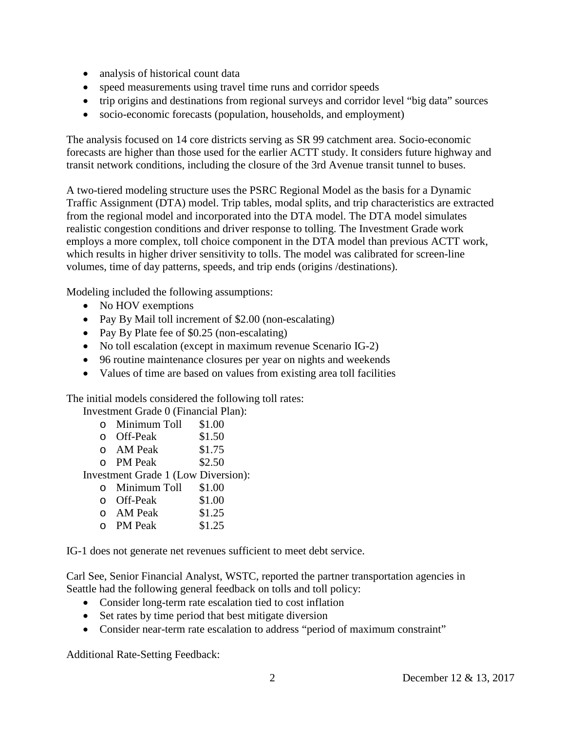- analysis of historical count data
- speed measurements using travel time runs and corridor speeds
- trip origins and destinations from regional surveys and corridor level "big data" sources
- socio-economic forecasts (population, households, and employment)

The analysis focused on 14 core districts serving as SR 99 catchment area. Socio-economic forecasts are higher than those used for the earlier ACTT study. It considers future highway and transit network conditions, including the closure of the 3rd Avenue transit tunnel to buses.

A two-tiered modeling structure uses the PSRC Regional Model as the basis for a Dynamic Traffic Assignment (DTA) model. Trip tables, modal splits, and trip characteristics are extracted from the regional model and incorporated into the DTA model. The DTA model simulates realistic congestion conditions and driver response to tolling. The Investment Grade work employs a more complex, toll choice component in the DTA model than previous ACTT work, which results in higher driver sensitivity to tolls. The model was calibrated for screen-line volumes, time of day patterns, speeds, and trip ends (origins /destinations).

Modeling included the following assumptions:

- No HOV exemptions
- Pay By Mail toll increment of $2.00 (non-escalating)
- Pay By Plate fee of $0.25 (non-escalating)
- No toll escalation (except in maximum revenue Scenario IG-2)
- 96 routine maintenance closures per year on nights and weekends
- Values of time are based on values from existing area toll facilities

The initial models considered the following toll rates:

Investment Grade 0 (Financial Plan):

- Minimum Toll $1.00
- Off-Peak $1.50
- AM Peak $1.75
- PM Peak $2.50

Investment Grade 1 (Low Diversion):

- Minimum Toll $1.00
- Off-Peak $1.00
- AM Peak $1.25
- PM Peak $1.25

IG-1 does not generate net revenues sufficient to meet debt service.

Carl See, Senior Financial Analyst, WSTC, reported the partner transportation agencies in Seattle had the following general feedback on tolls and toll policy:

- Consider long-term rate escalation tied to cost inflation
- Set rates by time period that best mitigate diversion
- Consider near-term rate escalation to address "period of maximum constraint"

Additional Rate-Setting Feedback: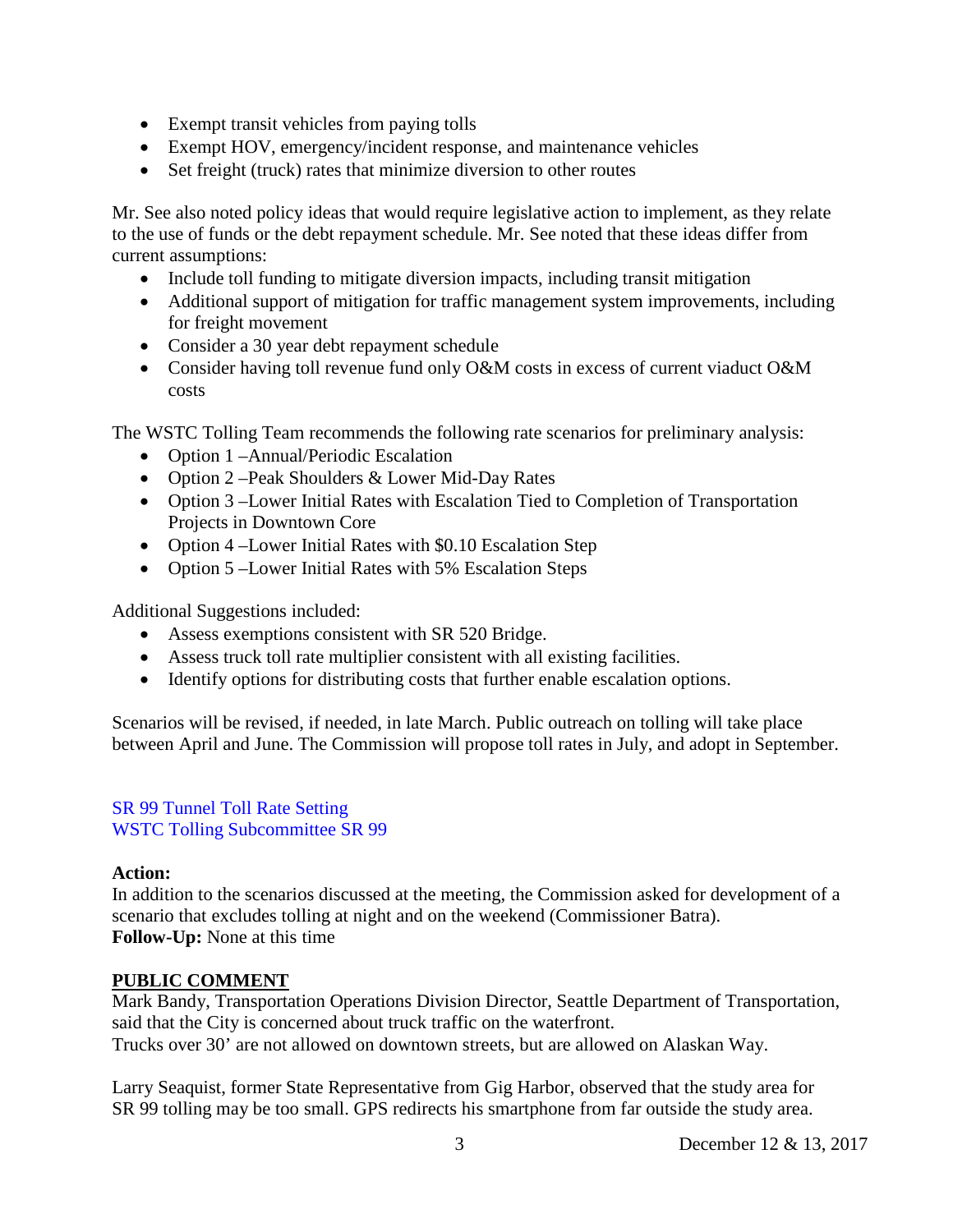- Exempt transit vehicles from paying tolls
- Exempt HOV, emergency/incident response, and maintenance vehicles
- Set freight (truck) rates that minimize diversion to other routes

Mr. See also noted policy ideas that would require legislative action to implement, as they relate to the use of funds or the debt repayment schedule. Mr. See noted that these ideas differ from current assumptions:

- Include toll funding to mitigate diversion impacts, including transit mitigation
- Additional support of mitigation for traffic management system improvements, including for freight movement
- Consider a 30 year debt repayment schedule
- Consider having toll revenue fund only O&M costs in excess of current viaduct O&M costs

The WSTC Tolling Team recommends the following rate scenarios for preliminary analysis:

- Option 1 –Annual/Periodic Escalation
- Option 2 –Peak Shoulders & Lower Mid-Day Rates
- Option 3 –Lower Initial Rates with Escalation Tied to Completion of Transportation Projects in Downtown Core
- Option 4 –Lower Initial Rates with $0.10 Escalation Step
- Option 5 –Lower Initial Rates with 5% Escalation Steps

Additional Suggestions included:

- Assess exemptions consistent with SR 520 Bridge.
- Assess truck toll rate multiplier consistent with all existing facilities.
- Identify options for distributing costs that further enable escalation options.

Scenarios will be revised, if needed, in late March. Public outreach on tolling will take place between April and June. The Commission will propose toll rates in July, and adopt in September.

SR 99 Tunnel Toll Rate Setting
WSTC Tolling Subcommittee SR 99

**Action:**
In addition to the scenarios discussed at the meeting, the Commission asked for development of a scenario that excludes tolling at night and on the weekend (Commissioner Batra).
**Follow-Up:** None at this time

**PUBLIC COMMENT**
Mark Bandy, Transportation Operations Division Director, Seattle Department of Transportation, said that the City is concerned about truck traffic on the waterfront.
Trucks over 30' are not allowed on downtown streets, but are allowed on Alaskan Way.

Larry Seaquist, former State Representative from Gig Harbor, observed that the study area for SR 99 tolling may be too small. GPS redirects his smartphone from far outside the study area.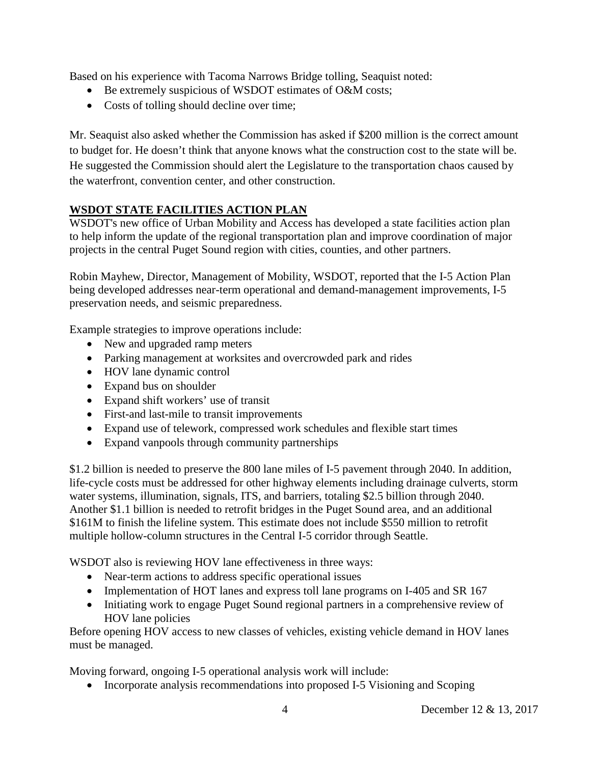Based on his experience with Tacoma Narrows Bridge tolling, Seaquist noted:

- Be extremely suspicious of WSDOT estimates of O&M costs;
- Costs of tolling should decline over time;

Mr. Seaquist also asked whether the Commission has asked if $200 million is the correct amount to budget for. He doesn't think that anyone knows what the construction cost to the state will be. He suggested the Commission should alert the Legislature to the transportation chaos caused by the waterfront, convention center, and other construction.

## WSDOT STATE FACILITIES ACTION PLAN

WSDOT's new office of Urban Mobility and Access has developed a state facilities action plan to help inform the update of the regional transportation plan and improve coordination of major projects in the central Puget Sound region with cities, counties, and other partners.

Robin Mayhew, Director, Management of Mobility, WSDOT, reported that the I-5 Action Plan being developed addresses near-term operational and demand-management improvements, I-5 preservation needs, and seismic preparedness.

Example strategies to improve operations include:

- New and upgraded ramp meters
- Parking management at worksites and overcrowded park and rides
- HOV lane dynamic control
- Expand bus on shoulder
- Expand shift workers' use of transit
- First-and last-mile to transit improvements
- Expand use of telework, compressed work schedules and flexible start times
- Expand vanpools through community partnerships

$1.2 billion is needed to preserve the 800 lane miles of I-5 pavement through 2040. In addition, life-cycle costs must be addressed for other highway elements including drainage culverts, storm water systems, illumination, signals, ITS, and barriers, totaling $2.5 billion through 2040. Another $1.1 billion is needed to retrofit bridges in the Puget Sound area, and an additional $161M to finish the lifeline system. This estimate does not include $550 million to retrofit multiple hollow-column structures in the Central I-5 corridor through Seattle.

WSDOT also is reviewing HOV lane effectiveness in three ways:

- Near-term actions to address specific operational issues
- Implementation of HOT lanes and express toll lane programs on I-405 and SR 167
- Initiating work to engage Puget Sound regional partners in a comprehensive review of HOV lane policies

Before opening HOV access to new classes of vehicles, existing vehicle demand in HOV lanes must be managed.

Moving forward, ongoing I-5 operational analysis work will include:

- Incorporate analysis recommendations into proposed I-5 Visioning and Scoping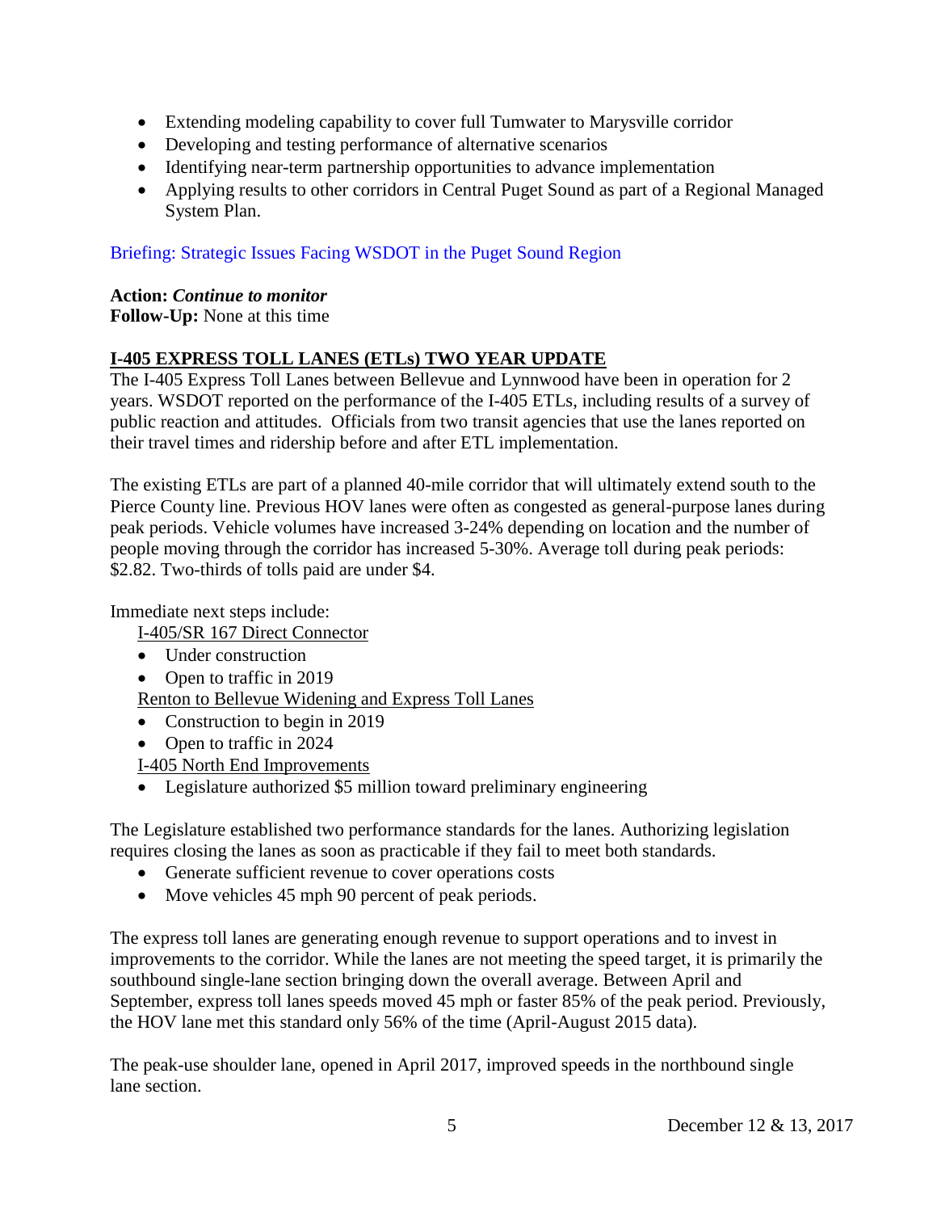- Extending modeling capability to cover full Tumwater to Marysville corridor
- Developing and testing performance of alternative scenarios
- Identifying near-term partnership opportunities to advance implementation
- Applying results to other corridors in Central Puget Sound as part of a Regional Managed System Plan.

Briefing: Strategic Issues Facing WSDOT in the Puget Sound Region

**Action:** ***Continue to monitor***
**Follow-Up:** None at this time

## I-405 EXPRESS TOLL LANES (ETLs) TWO YEAR UPDATE

The I-405 Express Toll Lanes between Bellevue and Lynnwood have been in operation for 2 years. WSDOT reported on the performance of the I-405 ETLs, including results of a survey of public reaction and attitudes. Officials from two transit agencies that use the lanes reported on their travel times and ridership before and after ETL implementation.

The existing ETLs are part of a planned 40-mile corridor that will ultimately extend south to the Pierce County line. Previous HOV lanes were often as congested as general-purpose lanes during peak periods. Vehicle volumes have increased 3-24% depending on location and the number of people moving through the corridor has increased 5-30%. Average toll during peak periods: $2.82. Two-thirds of tolls paid are under $4.

Immediate next steps include:

I-405/SR 167 Direct Connector

- Under construction
- Open to traffic in 2019

Renton to Bellevue Widening and Express Toll Lanes

- Construction to begin in 2019
- Open to traffic in 2024

I-405 North End Improvements

- Legislature authorized $5 million toward preliminary engineering

The Legislature established two performance standards for the lanes. Authorizing legislation requires closing the lanes as soon as practicable if they fail to meet both standards.

- Generate sufficient revenue to cover operations costs
- Move vehicles 45 mph 90 percent of peak periods.

The express toll lanes are generating enough revenue to support operations and to invest in improvements to the corridor. While the lanes are not meeting the speed target, it is primarily the southbound single-lane section bringing down the overall average. Between April and September, express toll lanes speeds moved 45 mph or faster 85% of the peak period. Previously, the HOV lane met this standard only 56% of the time (April-August 2015 data).

The peak-use shoulder lane, opened in April 2017, improved speeds in the northbound single lane section.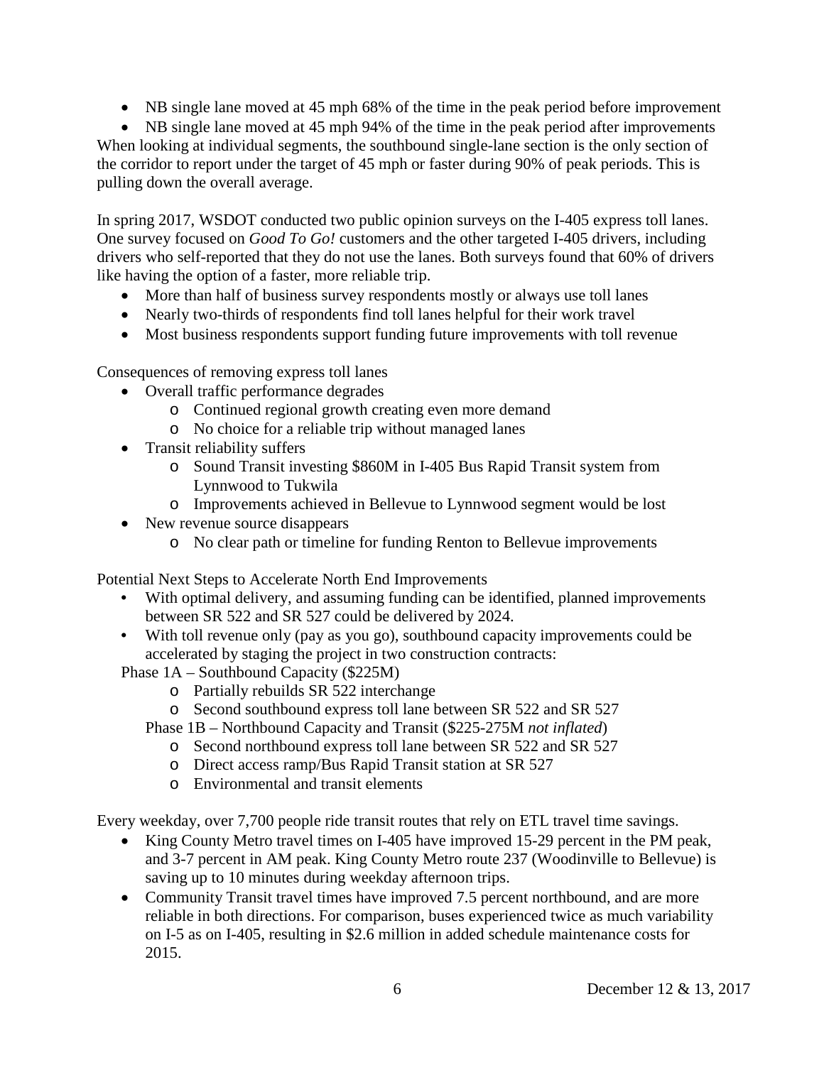- NB single lane moved at 45 mph 68% of the time in the peak period before improvement
- NB single lane moved at 45 mph 94% of the time in the peak period after improvements

When looking at individual segments, the southbound single-lane section is the only section of the corridor to report under the target of 45 mph or faster during 90% of peak periods. This is pulling down the overall average.

In spring 2017, WSDOT conducted two public opinion surveys on the I-405 express toll lanes. One survey focused on *Good To Go!* customers and the other targeted I-405 drivers, including drivers who self-reported that they do not use the lanes. Both surveys found that 60% of drivers like having the option of a faster, more reliable trip.

- More than half of business survey respondents mostly or always use toll lanes
- Nearly two-thirds of respondents find toll lanes helpful for their work travel
- Most business respondents support funding future improvements with toll revenue

Consequences of removing express toll lanes

- Overall traffic performance degrades
  - Continued regional growth creating even more demand
  - No choice for a reliable trip without managed lanes
- Transit reliability suffers
  - Sound Transit investing $860M in I-405 Bus Rapid Transit system from Lynnwood to Tukwila
  - Improvements achieved in Bellevue to Lynnwood segment would be lost
- New revenue source disappears
  - No clear path or timeline for funding Renton to Bellevue improvements

Potential Next Steps to Accelerate North End Improvements

- With optimal delivery, and assuming funding can be identified, planned improvements between SR 522 and SR 527 could be delivered by 2024.
- With toll revenue only (pay as you go), southbound capacity improvements could be accelerated by staging the project in two construction contracts:

Phase 1A – Southbound Capacity ($225M)

- Partially rebuilds SR 522 interchange
- Second southbound express toll lane between SR 522 and SR 527

Phase 1B – Northbound Capacity and Transit ($225-275M *not inflated*)

- Second northbound express toll lane between SR 522 and SR 527
- Direct access ramp/Bus Rapid Transit station at SR 527
- Environmental and transit elements

Every weekday, over 7,700 people ride transit routes that rely on ETL travel time savings.

- King County Metro travel times on I-405 have improved 15-29 percent in the PM peak, and 3-7 percent in AM peak. King County Metro route 237 (Woodinville to Bellevue) is saving up to 10 minutes during weekday afternoon trips.
- Community Transit travel times have improved 7.5 percent northbound, and are more reliable in both directions. For comparison, buses experienced twice as much variability on I-5 as on I-405, resulting in $2.6 million in added schedule maintenance costs for 2015.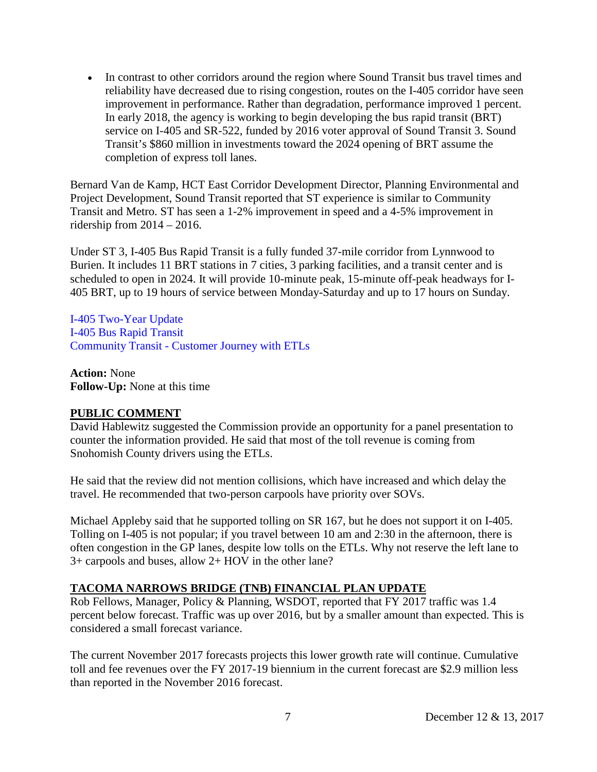- In contrast to other corridors around the region where Sound Transit bus travel times and reliability have decreased due to rising congestion, routes on the I-405 corridor have seen improvement in performance. Rather than degradation, performance improved 1 percent. In early 2018, the agency is working to begin developing the bus rapid transit (BRT) service on I-405 and SR-522, funded by 2016 voter approval of Sound Transit 3. Sound Transit's $860 million in investments toward the 2024 opening of BRT assume the completion of express toll lanes.

Bernard Van de Kamp, HCT East Corridor Development Director, Planning Environmental and Project Development, Sound Transit reported that ST experience is similar to Community Transit and Metro. ST has seen a 1-2% improvement in speed and a 4-5% improvement in ridership from 2014 – 2016.

Under ST 3, I-405 Bus Rapid Transit is a fully funded 37-mile corridor from Lynnwood to Burien. It includes 11 BRT stations in 7 cities, 3 parking facilities, and a transit center and is scheduled to open in 2024. It will provide 10-minute peak, 15-minute off-peak headways for I-405 BRT, up to 19 hours of service between Monday-Saturday and up to 17 hours on Sunday.

I-405 Two-Year Update
I-405 Bus Rapid Transit
Community Transit - Customer Journey with ETLs

**Action:** None
**Follow-Up:** None at this time

## PUBLIC COMMENT

David Hablewitz suggested the Commission provide an opportunity for a panel presentation to counter the information provided. He said that most of the toll revenue is coming from Snohomish County drivers using the ETLs.

He said that the review did not mention collisions, which have increased and which delay the travel. He recommended that two-person carpools have priority over SOVs.

Michael Appleby said that he supported tolling on SR 167, but he does not support it on I-405. Tolling on I-405 is not popular; if you travel between 10 am and 2:30 in the afternoon, there is often congestion in the GP lanes, despite low tolls on the ETLs. Why not reserve the left lane to 3+ carpools and buses, allow 2+ HOV in the other lane?

## TACOMA NARROWS BRIDGE (TNB) FINANCIAL PLAN UPDATE

Rob Fellows, Manager, Policy & Planning, WSDOT, reported that FY 2017 traffic was 1.4 percent below forecast. Traffic was up over 2016, but by a smaller amount than expected. This is considered a small forecast variance.

The current November 2017 forecasts projects this lower growth rate will continue. Cumulative toll and fee revenues over the FY 2017-19 biennium in the current forecast are $2.9 million less than reported in the November 2016 forecast.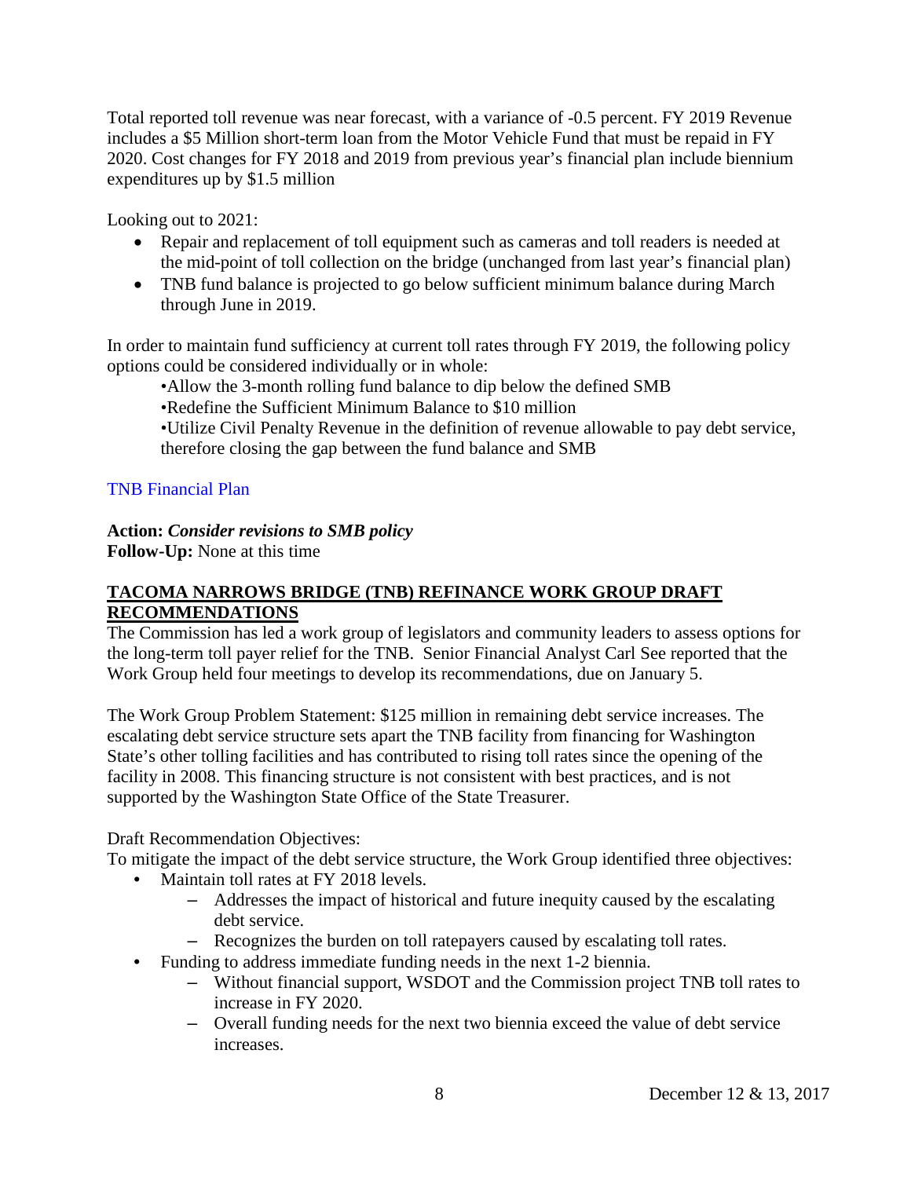Total reported toll revenue was near forecast, with a variance of -0.5 percent. FY 2019 Revenue includes a $5 Million short-term loan from the Motor Vehicle Fund that must be repaid in FY 2020. Cost changes for FY 2018 and 2019 from previous year's financial plan include biennium expenditures up by $1.5 million

Looking out to 2021:

- Repair and replacement of toll equipment such as cameras and toll readers is needed at the mid-point of toll collection on the bridge (unchanged from last year's financial plan)
- TNB fund balance is projected to go below sufficient minimum balance during March through June in 2019.

In order to maintain fund sufficiency at current toll rates through FY 2019, the following policy options could be considered individually or in whole:

- Allow the 3-month rolling fund balance to dip below the defined SMB
- Redefine the Sufficient Minimum Balance to $10 million
- Utilize Civil Penalty Revenue in the definition of revenue allowable to pay debt service, therefore closing the gap between the fund balance and SMB

TNB Financial Plan

**Action:** ***Consider revisions to SMB policy***
**Follow-Up:** None at this time

## TACOMA NARROWS BRIDGE (TNB) REFINANCE WORK GROUP DRAFT RECOMMENDATIONS

The Commission has led a work group of legislators and community leaders to assess options for the long-term toll payer relief for the TNB. Senior Financial Analyst Carl See reported that the Work Group held four meetings to develop its recommendations, due on January 5.

The Work Group Problem Statement: $125 million in remaining debt service increases. The escalating debt service structure sets apart the TNB facility from financing for Washington State's other tolling facilities and has contributed to rising toll rates since the opening of the facility in 2008. This financing structure is not consistent with best practices, and is not supported by the Washington State Office of the State Treasurer.

Draft Recommendation Objectives:
To mitigate the impact of the debt service structure, the Work Group identified three objectives:

- Maintain toll rates at FY 2018 levels.
  - Addresses the impact of historical and future inequity caused by the escalating debt service.
  - Recognizes the burden on toll ratepayers caused by escalating toll rates.
- Funding to address immediate funding needs in the next 1-2 biennia.
  - Without financial support, WSDOT and the Commission project TNB toll rates to increase in FY 2020.
  - Overall funding needs for the next two biennia exceed the value of debt service increases.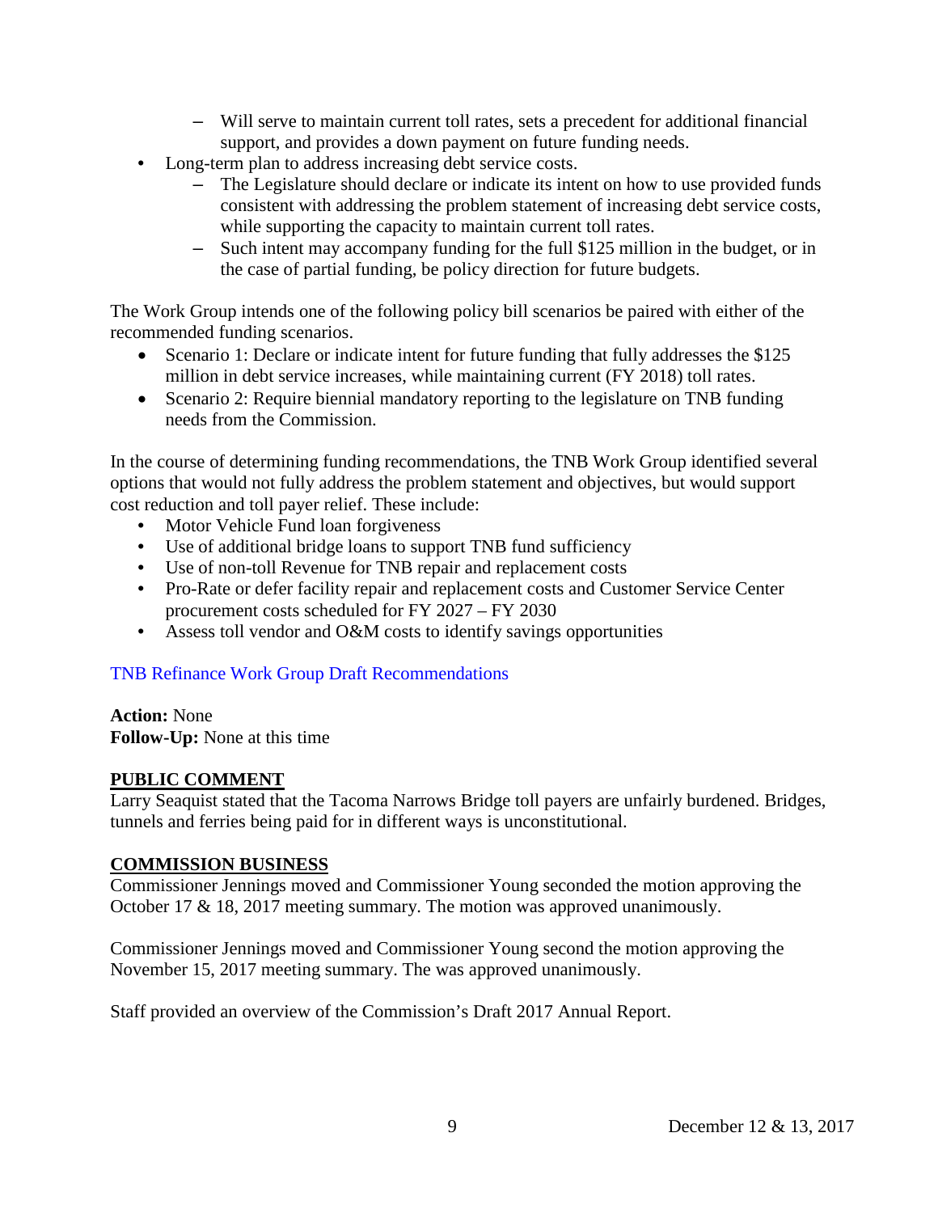- Will serve to maintain current toll rates, sets a precedent for additional financial support, and provides a down payment on future funding needs.
- Long-term plan to address increasing debt service costs.
  - The Legislature should declare or indicate its intent on how to use provided funds consistent with addressing the problem statement of increasing debt service costs, while supporting the capacity to maintain current toll rates.
  - Such intent may accompany funding for the full $125 million in the budget, or in the case of partial funding, be policy direction for future budgets.

The Work Group intends one of the following policy bill scenarios be paired with either of the recommended funding scenarios.

- Scenario 1: Declare or indicate intent for future funding that fully addresses the $125 million in debt service increases, while maintaining current (FY 2018) toll rates.
- Scenario 2: Require biennial mandatory reporting to the legislature on TNB funding needs from the Commission.

In the course of determining funding recommendations, the TNB Work Group identified several options that would not fully address the problem statement and objectives, but would support cost reduction and toll payer relief. These include:

- Motor Vehicle Fund loan forgiveness
- Use of additional bridge loans to support TNB fund sufficiency
- Use of non-toll Revenue for TNB repair and replacement costs
- Pro-Rate or defer facility repair and replacement costs and Customer Service Center procurement costs scheduled for FY 2027 – FY 2030
- Assess toll vendor and O&M costs to identify savings opportunities

TNB Refinance Work Group Draft Recommendations

**Action:** None
**Follow-Up:** None at this time

**PUBLIC COMMENT**

Larry Seaquist stated that the Tacoma Narrows Bridge toll payers are unfairly burdened. Bridges, tunnels and ferries being paid for in different ways is unconstitutional.

**COMMISSION BUSINESS**

Commissioner Jennings moved and Commissioner Young seconded the motion approving the October 17 & 18, 2017 meeting summary. The motion was approved unanimously.

Commissioner Jennings moved and Commissioner Young second the motion approving the November 15, 2017 meeting summary. The was approved unanimously.

Staff provided an overview of the Commission's Draft 2017 Annual Report.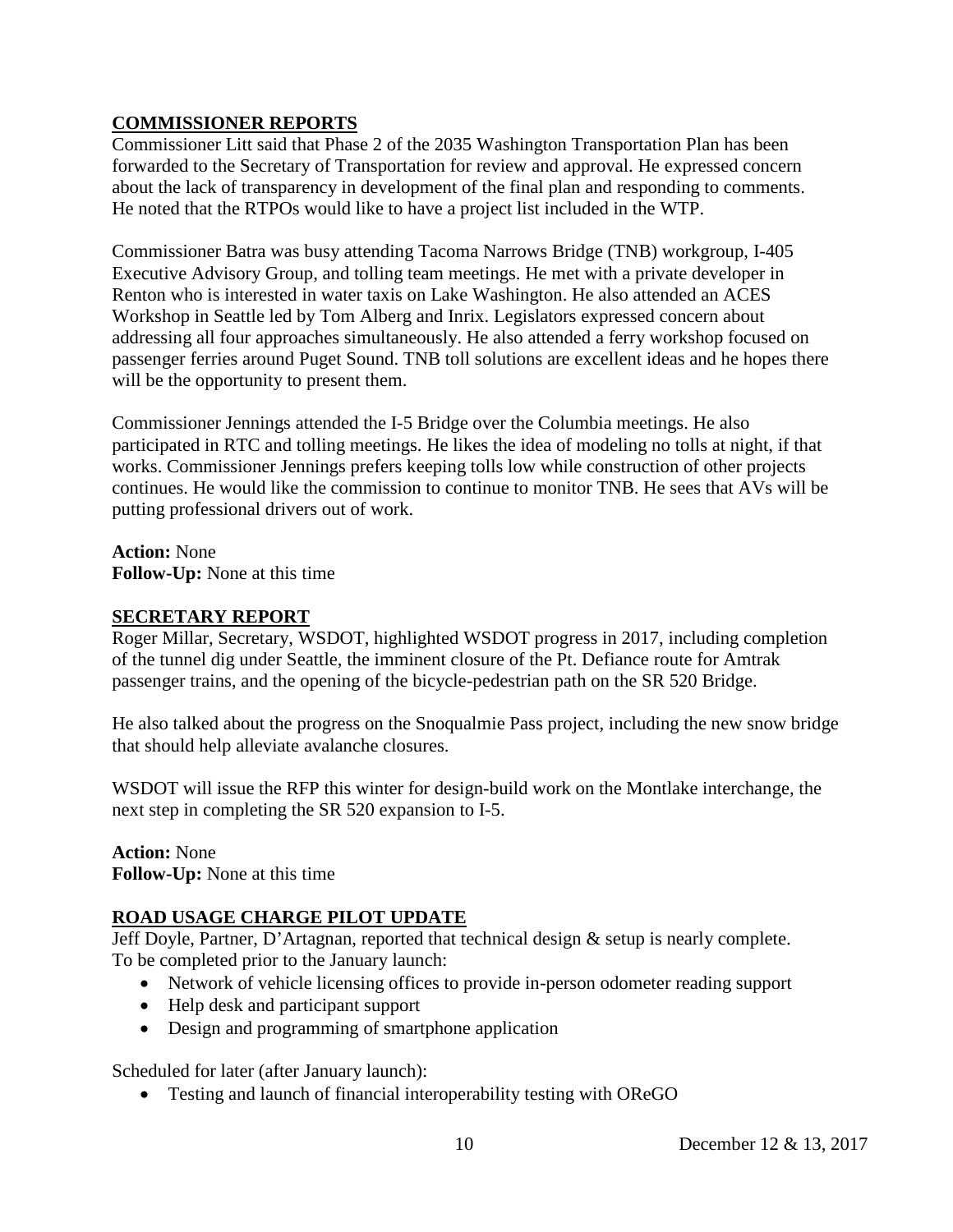## COMMISSIONER REPORTS

Commissioner Litt said that Phase 2 of the 2035 Washington Transportation Plan has been forwarded to the Secretary of Transportation for review and approval. He expressed concern about the lack of transparency in development of the final plan and responding to comments. He noted that the RTPOs would like to have a project list included in the WTP.

Commissioner Batra was busy attending Tacoma Narrows Bridge (TNB) workgroup, I-405 Executive Advisory Group, and tolling team meetings. He met with a private developer in Renton who is interested in water taxis on Lake Washington. He also attended an ACES Workshop in Seattle led by Tom Alberg and Inrix. Legislators expressed concern about addressing all four approaches simultaneously. He also attended a ferry workshop focused on passenger ferries around Puget Sound. TNB toll solutions are excellent ideas and he hopes there will be the opportunity to present them.

Commissioner Jennings attended the I-5 Bridge over the Columbia meetings. He also participated in RTC and tolling meetings. He likes the idea of modeling no tolls at night, if that works. Commissioner Jennings prefers keeping tolls low while construction of other projects continues. He would like the commission to continue to monitor TNB. He sees that AVs will be putting professional drivers out of work.

**Action:** None
**Follow-Up:** None at this time

## SECRETARY REPORT

Roger Millar, Secretary, WSDOT, highlighted WSDOT progress in 2017, including completion of the tunnel dig under Seattle, the imminent closure of the Pt. Defiance route for Amtrak passenger trains, and the opening of the bicycle-pedestrian path on the SR 520 Bridge.

He also talked about the progress on the Snoqualmie Pass project, including the new snow bridge that should help alleviate avalanche closures.

WSDOT will issue the RFP this winter for design-build work on the Montlake interchange, the next step in completing the SR 520 expansion to I-5.

**Action:** None
**Follow-Up:** None at this time

## ROAD USAGE CHARGE PILOT UPDATE

Jeff Doyle, Partner, D'Artagnan, reported that technical design & setup is nearly complete. To be completed prior to the January launch:

- Network of vehicle licensing offices to provide in-person odometer reading support
- Help desk and participant support
- Design and programming of smartphone application

Scheduled for later (after January launch):

- Testing and launch of financial interoperability testing with OReGO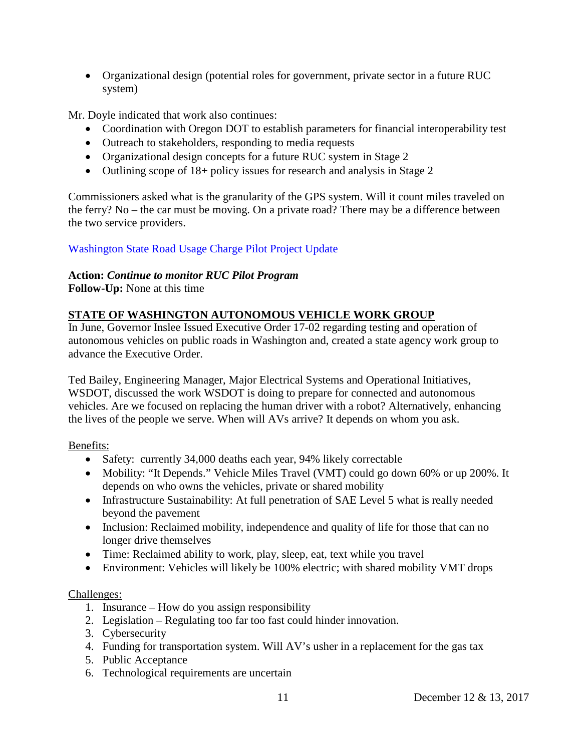- Organizational design (potential roles for government, private sector in a future RUC system)

Mr. Doyle indicated that work also continues:

- Coordination with Oregon DOT to establish parameters for financial interoperability test
- Outreach to stakeholders, responding to media requests
- Organizational design concepts for a future RUC system in Stage 2
- Outlining scope of 18+ policy issues for research and analysis in Stage 2

Commissioners asked what is the granularity of the GPS system. Will it count miles traveled on the ferry? No – the car must be moving. On a private road? There may be a difference between the two service providers.

Washington State Road Usage Charge Pilot Project Update

**Action:** ***Continue to monitor RUC Pilot Program***
**Follow-Up:** None at this time

## STATE OF WASHINGTON AUTONOMOUS VEHICLE WORK GROUP

In June, Governor Inslee Issued Executive Order 17-02 regarding testing and operation of autonomous vehicles on public roads in Washington and, created a state agency work group to advance the Executive Order.

Ted Bailey, Engineering Manager, Major Electrical Systems and Operational Initiatives, WSDOT, discussed the work WSDOT is doing to prepare for connected and autonomous vehicles. Are we focused on replacing the human driver with a robot? Alternatively, enhancing the lives of the people we serve. When will AVs arrive? It depends on whom you ask.

Benefits:

- Safety: currently 34,000 deaths each year, 94% likely correctable
- Mobility: "It Depends." Vehicle Miles Travel (VMT) could go down 60% or up 200%. It depends on who owns the vehicles, private or shared mobility
- Infrastructure Sustainability: At full penetration of SAE Level 5 what is really needed beyond the pavement
- Inclusion: Reclaimed mobility, independence and quality of life for those that can no longer drive themselves
- Time: Reclaimed ability to work, play, sleep, eat, text while you travel
- Environment: Vehicles will likely be 100% electric; with shared mobility VMT drops

Challenges:

1. Insurance – How do you assign responsibility
2. Legislation – Regulating too far too fast could hinder innovation.
3. Cybersecurity
4. Funding for transportation system. Will AV's usher in a replacement for the gas tax
5. Public Acceptance
6. Technological requirements are uncertain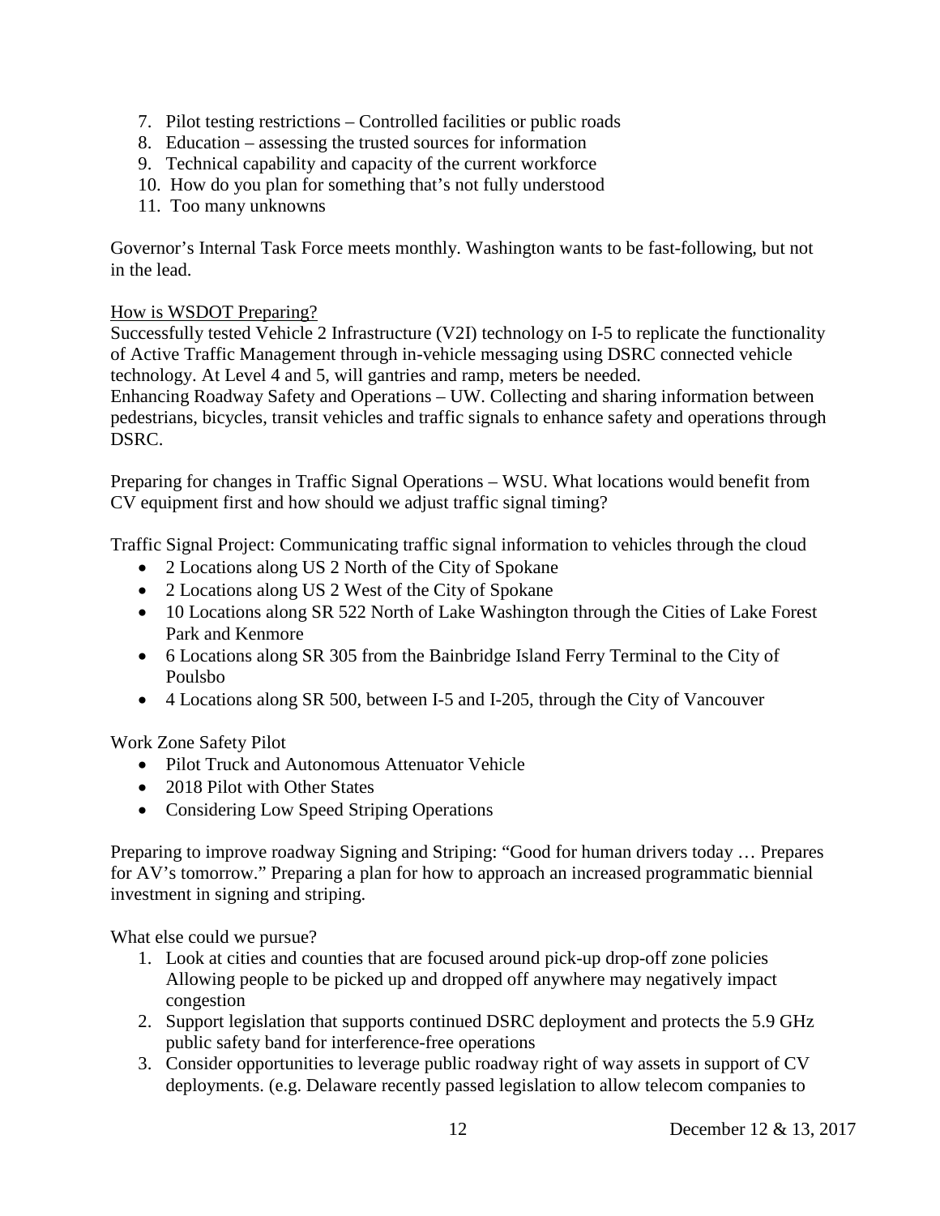7. Pilot testing restrictions – Controlled facilities or public roads
8. Education – assessing the trusted sources for information
9. Technical capability and capacity of the current workforce
10. How do you plan for something that's not fully understood
11. Too many unknowns

Governor's Internal Task Force meets monthly. Washington wants to be fast-following, but not in the lead.

How is WSDOT Preparing?

Successfully tested Vehicle 2 Infrastructure (V2I) technology on I-5 to replicate the functionality of Active Traffic Management through in-vehicle messaging using DSRC connected vehicle technology. At Level 4 and 5, will gantries and ramp, meters be needed.

Enhancing Roadway Safety and Operations – UW. Collecting and sharing information between pedestrians, bicycles, transit vehicles and traffic signals to enhance safety and operations through DSRC.

Preparing for changes in Traffic Signal Operations – WSU. What locations would benefit from CV equipment first and how should we adjust traffic signal timing?

Traffic Signal Project: Communicating traffic signal information to vehicles through the cloud

- 2 Locations along US 2 North of the City of Spokane
- 2 Locations along US 2 West of the City of Spokane
- 10 Locations along SR 522 North of Lake Washington through the Cities of Lake Forest Park and Kenmore
- 6 Locations along SR 305 from the Bainbridge Island Ferry Terminal to the City of Poulsbo
- 4 Locations along SR 500, between I-5 and I-205, through the City of Vancouver

Work Zone Safety Pilot

- Pilot Truck and Autonomous Attenuator Vehicle
- 2018 Pilot with Other States
- Considering Low Speed Striping Operations

Preparing to improve roadway Signing and Striping: "Good for human drivers today … Prepares for AV's tomorrow." Preparing a plan for how to approach an increased programmatic biennial investment in signing and striping.

What else could we pursue?

1. Look at cities and counties that are focused around pick-up drop-off zone policies Allowing people to be picked up and dropped off anywhere may negatively impact congestion
2. Support legislation that supports continued DSRC deployment and protects the 5.9 GHz public safety band for interference-free operations
3. Consider opportunities to leverage public roadway right of way assets in support of CV deployments. (e.g. Delaware recently passed legislation to allow telecom companies to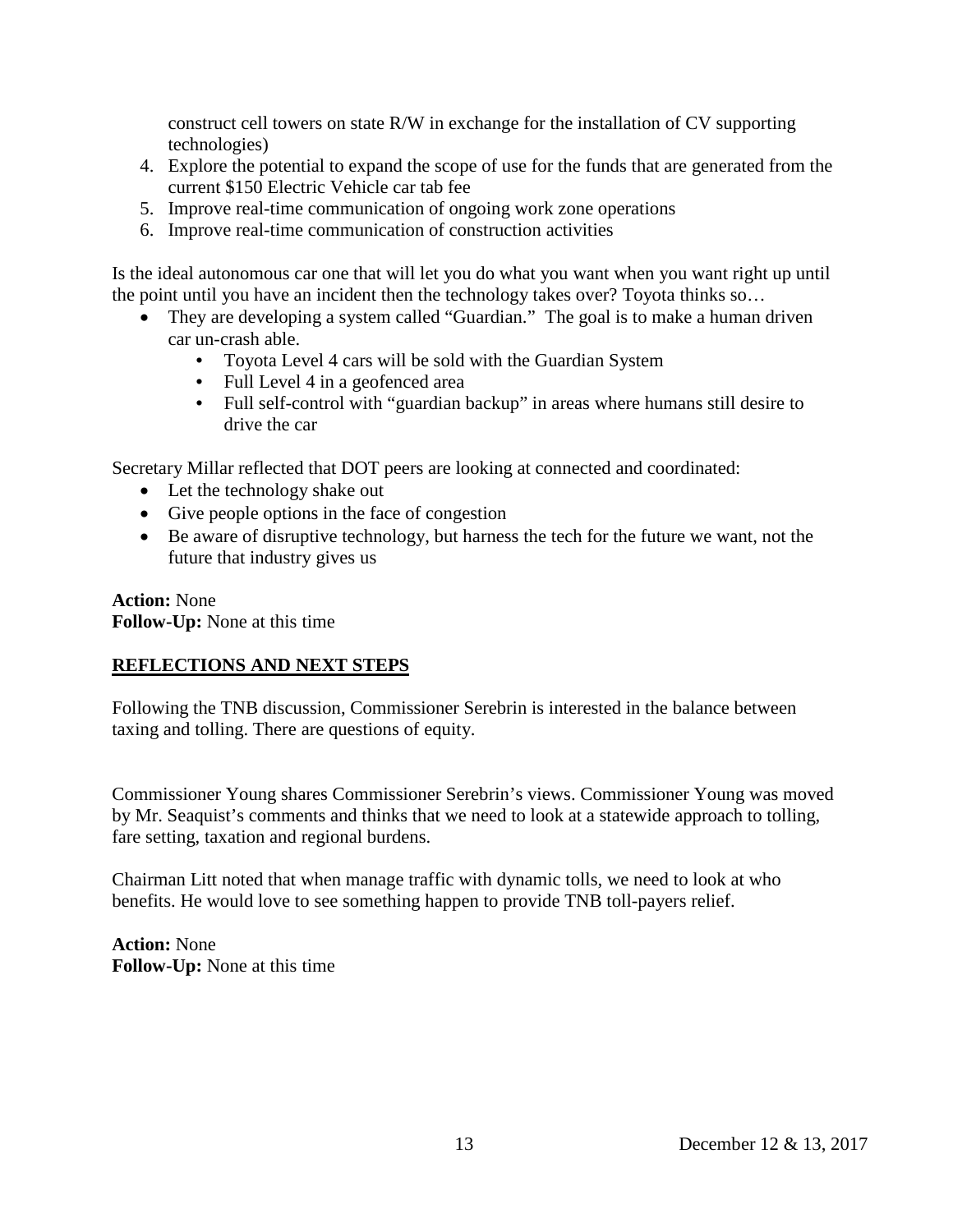construct cell towers on state R/W in exchange for the installation of CV supporting technologies)
4. Explore the potential to expand the scope of use for the funds that are generated from the current $150 Electric Vehicle car tab fee
5. Improve real-time communication of ongoing work zone operations
6. Improve real-time communication of construction activities

Is the ideal autonomous car one that will let you do what you want when you want right up until the point until you have an incident then the technology takes over? Toyota thinks so…

- They are developing a system called "Guardian." The goal is to make a human driven car un-crash able.
    - Toyota Level 4 cars will be sold with the Guardian System
    - Full Level 4 in a geofenced area
    - Full self-control with "guardian backup" in areas where humans still desire to drive the car

Secretary Millar reflected that DOT peers are looking at connected and coordinated:

- Let the technology shake out
- Give people options in the face of congestion
- Be aware of disruptive technology, but harness the tech for the future we want, not the future that industry gives us

**Action:** None
**Follow-Up:** None at this time

## REFLECTIONS AND NEXT STEPS

Following the TNB discussion, Commissioner Serebrin is interested in the balance between taxing and tolling. There are questions of equity.

Commissioner Young shares Commissioner Serebrin's views. Commissioner Young was moved by Mr. Seaquist's comments and thinks that we need to look at a statewide approach to tolling, fare setting, taxation and regional burdens.

Chairman Litt noted that when manage traffic with dynamic tolls, we need to look at who benefits. He would love to see something happen to provide TNB toll-payers relief.

**Action:** None
**Follow-Up:** None at this time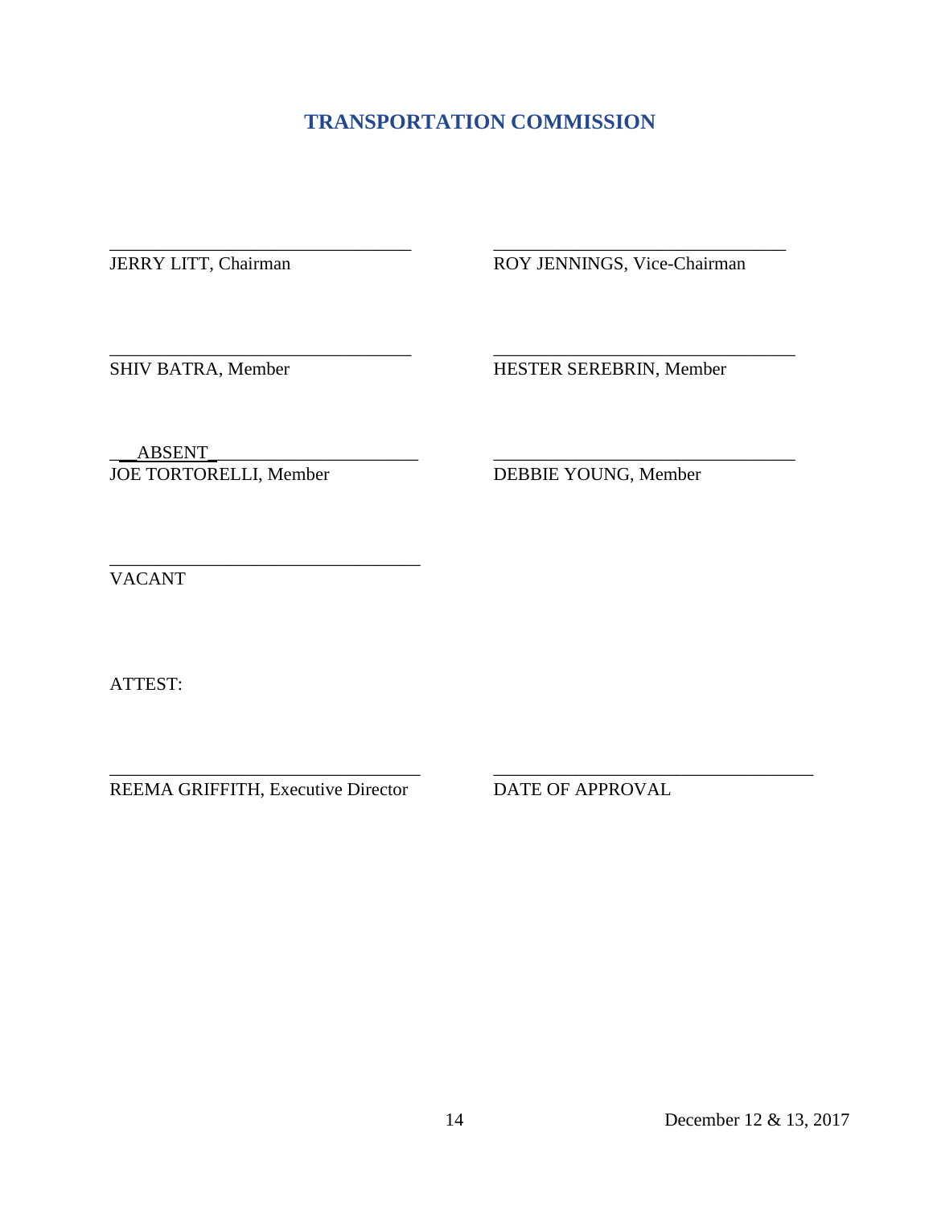## TRANSPORTATION COMMISSION

\_\_\_\_\_\_\_\_\_\_\_\_\_\_\_\_\_\_\_\_\_\_\_\_\_\_\_\_\_\_\_\_\_\_
JERRY LITT, Chairman

\_\_\_\_\_\_\_\_\_\_\_\_\_\_\_\_\_\_\_\_\_\_\_\_\_\_\_\_\_\_\_\_\_\_
ROY JENNINGS, Vice-Chairman

\_\_\_\_\_\_\_\_\_\_\_\_\_\_\_\_\_\_\_\_\_\_\_\_\_\_\_\_\_\_\_\_\_\_
SHIV BATRA, Member

\_\_\_\_\_\_\_\_\_\_\_\_\_\_\_\_\_\_\_\_\_\_\_\_\_\_\_\_\_\_\_\_\_\_
HESTER SEREBRIN, Member

\_\_ABSENT\_\_\_\_\_\_\_\_\_\_\_\_\_\_\_\_\_\_\_\_\_\_\_
JOE TORTORELLI, Member

\_\_\_\_\_\_\_\_\_\_\_\_\_\_\_\_\_\_\_\_\_\_\_\_\_\_\_\_\_\_\_\_\_\_
DEBBIE YOUNG, Member

\_\_\_\_\_\_\_\_\_\_\_\_\_\_\_\_\_\_\_\_\_\_\_\_\_\_\_\_\_\_\_\_\_\_
VACANT

ATTEST:

\_\_\_\_\_\_\_\_\_\_\_\_\_\_\_\_\_\_\_\_\_\_\_\_\_\_\_\_\_\_\_\_\_\_
REEMA GRIFFITH, Executive Director

\_\_\_\_\_\_\_\_\_\_\_\_\_\_\_\_\_\_\_\_\_\_\_\_\_\_\_\_\_\_\_\_\_\_
DATE OF APPROVAL